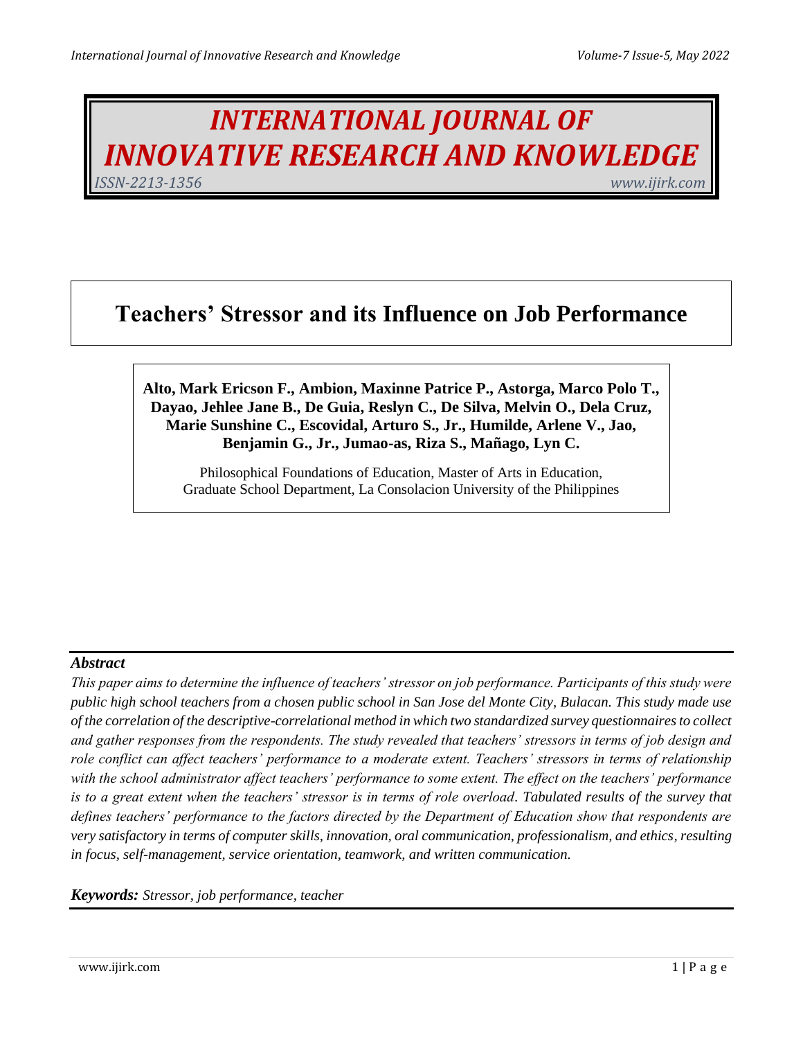# INTERNATIONAL JOURNAL OF INNOVATIVE RESEARCH AND KNOWLEDGE

*ISSN-2213-1356* *www.ijirk.com*

## Teachers' Stressor and its Influence on Job Performance

**Alto, Mark Ericson F., Ambion, Maxinne Patrice P., Astorga, Marco Polo T., Dayao, Jehlee Jane B., De Guia, Reslyn C., De Silva, Melvin O., Dela Cruz, Marie Sunshine C., Escovidal, Arturo S., Jr., Humilde, Arlene V., Jao, Benjamin G., Jr., Jumao-as, Riza S., Mañago, Lyn C.**

Philosophical Foundations of Education, Master of Arts in Education,
Graduate School Department, La Consolacion University of the Philippines

### *Abstract*

*This paper aims to determine the influence of teachers' stressor on job performance. Participants of this study were public high school teachers from a chosen public school in San Jose del Monte City, Bulacan. This study made use of the correlation of the descriptive-correlational method in which two standardized survey questionnaires to collect and gather responses from the respondents. The study revealed that teachers' stressors in terms of job design and role conflict can affect teachers' performance to a moderate extent. Teachers' stressors in terms of relationship with the school administrator affect teachers' performance to some extent. The effect on the teachers' performance is to a great extent when the teachers' stressor is in terms of role overload. Tabulated results of the survey that defines teachers' performance to the factors directed by the Department of Education show that respondents are very satisfactory in terms of computer skills, innovation, oral communication, professionalism, and ethics, resulting in focus, self-management, service orientation, teamwork, and written communication.*

***Keywords:*** *Stressor, job performance, teacher*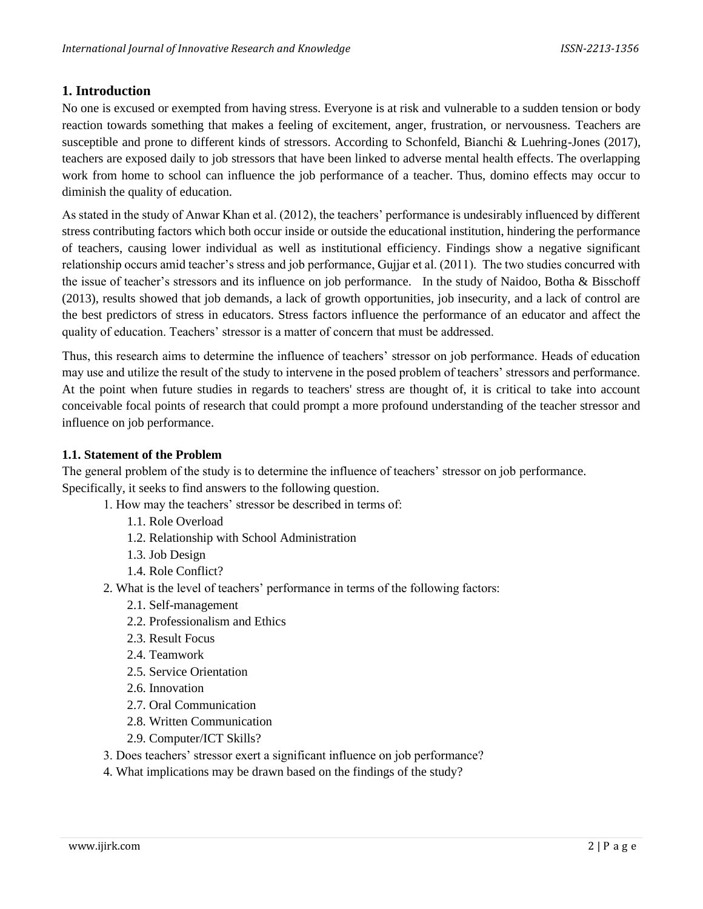## 1. Introduction

No one is excused or exempted from having stress. Everyone is at risk and vulnerable to a sudden tension or body reaction towards something that makes a feeling of excitement, anger, frustration, or nervousness. Teachers are susceptible and prone to different kinds of stressors. According to Schonfeld, Bianchi & Luehring-Jones (2017), teachers are exposed daily to job stressors that have been linked to adverse mental health effects. The overlapping work from home to school can influence the job performance of a teacher. Thus, domino effects may occur to diminish the quality of education.

As stated in the study of Anwar Khan et al. (2012), the teachers' performance is undesirably influenced by different stress contributing factors which both occur inside or outside the educational institution, hindering the performance of teachers, causing lower individual as well as institutional efficiency. Findings show a negative significant relationship occurs amid teacher's stress and job performance, Gujjar et al. (2011). The two studies concurred with the issue of teacher's stressors and its influence on job performance. In the study of Naidoo, Botha & Bisschoff (2013), results showed that job demands, a lack of growth opportunities, job insecurity, and a lack of control are the best predictors of stress in educators. Stress factors influence the performance of an educator and affect the quality of education. Teachers' stressor is a matter of concern that must be addressed.

Thus, this research aims to determine the influence of teachers' stressor on job performance. Heads of education may use and utilize the result of the study to intervene in the posed problem of teachers' stressors and performance. At the point when future studies in regards to teachers' stress are thought of, it is critical to take into account conceivable focal points of research that could prompt a more profound understanding of the teacher stressor and influence on job performance.

### 1.1. Statement of the Problem

The general problem of the study is to determine the influence of teachers' stressor on job performance. Specifically, it seeks to find answers to the following question.

1. How may the teachers' stressor be described in terms of:
   - 1.1. Role Overload
   - 1.2. Relationship with School Administration
   - 1.3. Job Design
   - 1.4. Role Conflict?
2. What is the level of teachers' performance in terms of the following factors:
   - 2.1. Self-management
   - 2.2. Professionalism and Ethics
   - 2.3. Result Focus
   - 2.4. Teamwork
   - 2.5. Service Orientation
   - 2.6. Innovation
   - 2.7. Oral Communication
   - 2.8. Written Communication
   - 2.9. Computer/ICT Skills?
3. Does teachers' stressor exert a significant influence on job performance?
4. What implications may be drawn based on the findings of the study?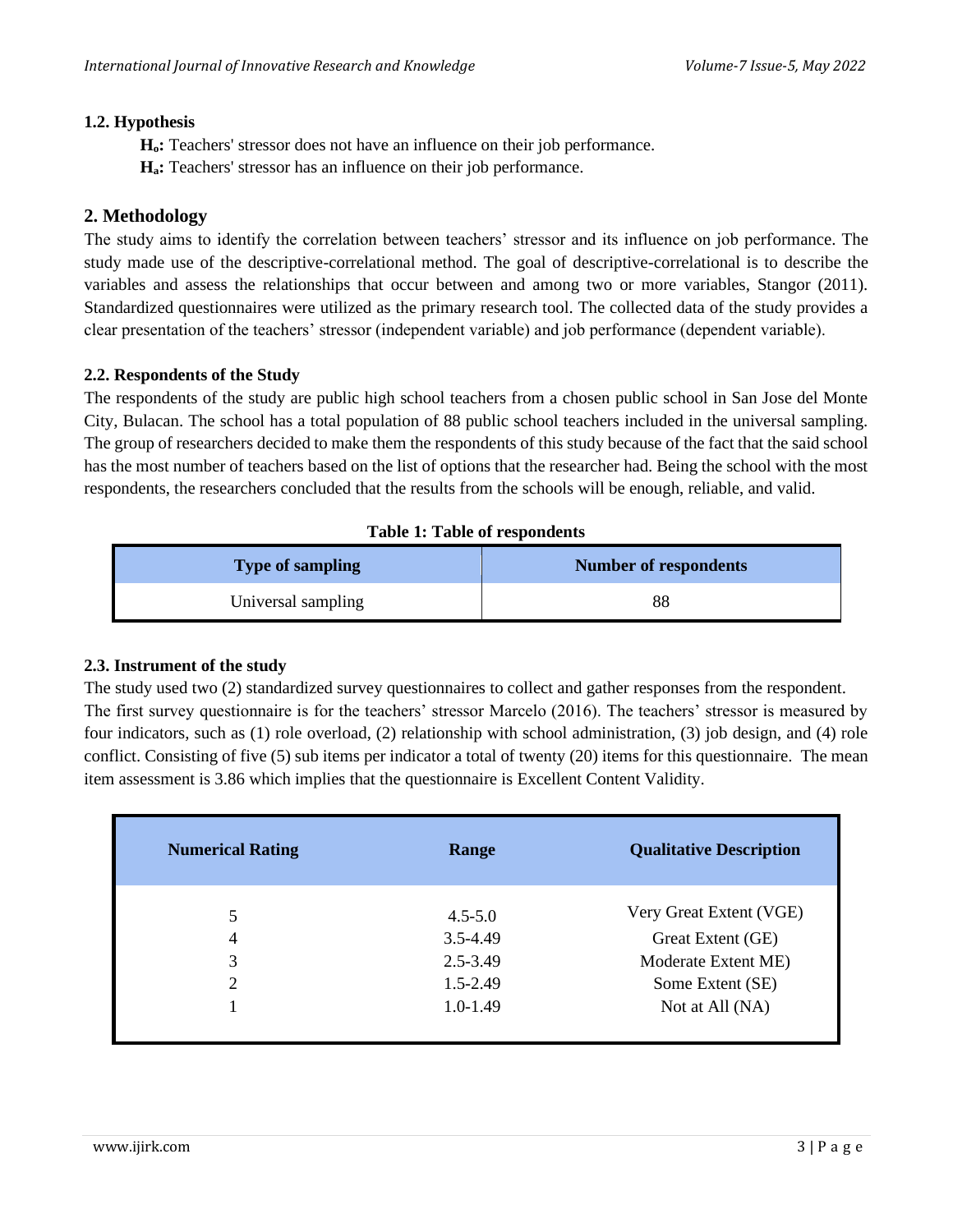### 1.2. Hypothesis

**$H_o$:** Teachers' stressor does not have an influence on their job performance.

**$H_a$:** Teachers' stressor has an influence on their job performance.

## 2. Methodology

The study aims to identify the correlation between teachers' stressor and its influence on job performance. The study made use of the descriptive-correlational method. The goal of descriptive-correlational is to describe the variables and assess the relationships that occur between and among two or more variables, Stangor (2011). Standardized questionnaires were utilized as the primary research tool. The collected data of the study provides a clear presentation of the teachers' stressor (independent variable) and job performance (dependent variable).

### 2.2. Respondents of the Study

The respondents of the study are public high school teachers from a chosen public school in San Jose del Monte City, Bulacan. The school has a total population of 88 public school teachers included in the universal sampling. The group of researchers decided to make them the respondents of this study because of the fact that the said school has the most number of teachers based on the list of options that the researcher had. Being the school with the most respondents, the researchers concluded that the results from the schools will be enough, reliable, and valid.

**Table 1: Table of respondents**

| Type of sampling | Number of respondents |
|---|---|
| Universal sampling | 88 |

### 2.3. Instrument of the study

The study used two (2) standardized survey questionnaires to collect and gather responses from the respondent.
The first survey questionnaire is for the teachers' stressor Marcelo (2016). The teachers' stressor is measured by four indicators, such as (1) role overload, (2) relationship with school administration, (3) job design, and (4) role conflict. Consisting of five (5) sub items per indicator a total of twenty (20) items for this questionnaire. The mean item assessment is 3.86 which implies that the questionnaire is Excellent Content Validity.

| Numerical Rating | Range | Qualitative Description |
|---|---|---|
| 5 | 4.5-5.0 | Very Great Extent (VGE) |
| 4 | 3.5-4.49 | Great Extent (GE) |
| 3 | 2.5-3.49 | Moderate Extent ME) |
| 2 | 1.5-2.49 | Some Extent (SE) |
| 1 | 1.0-1.49 | Not at All (NA) |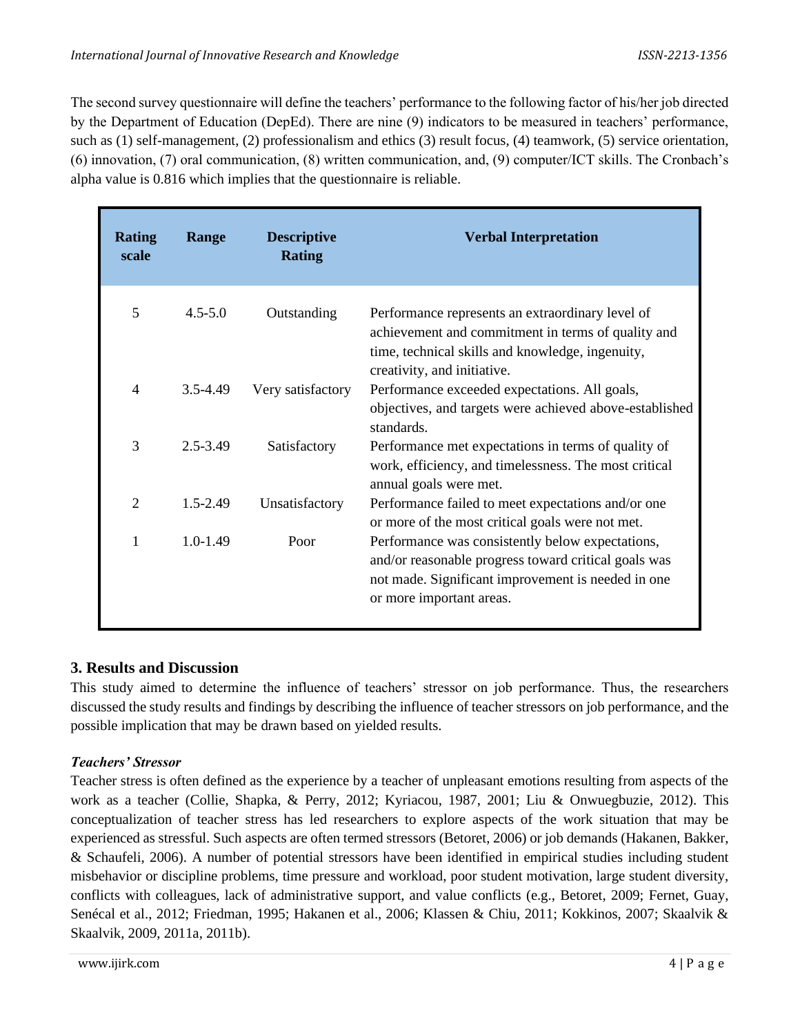The second survey questionnaire will define the teachers' performance to the following factor of his/her job directed by the Department of Education (DepEd). There are nine (9) indicators to be measured in teachers' performance, such as (1) self-management, (2) professionalism and ethics (3) result focus, (4) teamwork, (5) service orientation, (6) innovation, (7) oral communication, (8) written communication, and, (9) computer/ICT skills. The Cronbach's alpha value is 0.816 which implies that the questionnaire is reliable.

| Rating scale | Range | Descriptive Rating | Verbal Interpretation |
|---|---|---|---|
| 5 | 4.5-5.0 | Outstanding | Performance represents an extraordinary level of achievement and commitment in terms of quality and time, technical skills and knowledge, ingenuity, creativity, and initiative. |
| 4 | 3.5-4.49 | Very satisfactory | Performance exceeded expectations. All goals, objectives, and targets were achieved above-established standards. |
| 3 | 2.5-3.49 | Satisfactory | Performance met expectations in terms of quality of work, efficiency, and timelessness. The most critical annual goals were met. |
| 2 | 1.5-2.49 | Unsatisfactory | Performance failed to meet expectations and/or one or more of the most critical goals were not met. |
| 1 | 1.0-1.49 | Poor | Performance was consistently below expectations, and/or reasonable progress toward critical goals was not made. Significant improvement is needed in one or more important areas. |

## 3. Results and Discussion

This study aimed to determine the influence of teachers' stressor on job performance. Thus, the researchers discussed the study results and findings by describing the influence of teacher stressors on job performance, and the possible implication that may be drawn based on yielded results.

### *Teachers' Stressor*

Teacher stress is often defined as the experience by a teacher of unpleasant emotions resulting from aspects of the work as a teacher (Collie, Shapka, & Perry, 2012; Kyriacou, 1987, 2001; Liu & Onwuegbuzie, 2012). This conceptualization of teacher stress has led researchers to explore aspects of the work situation that may be experienced as stressful. Such aspects are often termed stressors (Betoret, 2006) or job demands (Hakanen, Bakker, & Schaufeli, 2006). A number of potential stressors have been identified in empirical studies including student misbehavior or discipline problems, time pressure and workload, poor student motivation, large student diversity, conflicts with colleagues, lack of administrative support, and value conflicts (e.g., Betoret, 2009; Fernet, Guay, Senécal et al., 2012; Friedman, 1995; Hakanen et al., 2006; Klassen & Chiu, 2011; Kokkinos, 2007; Skaalvik & Skaalvik, 2009, 2011a, 2011b).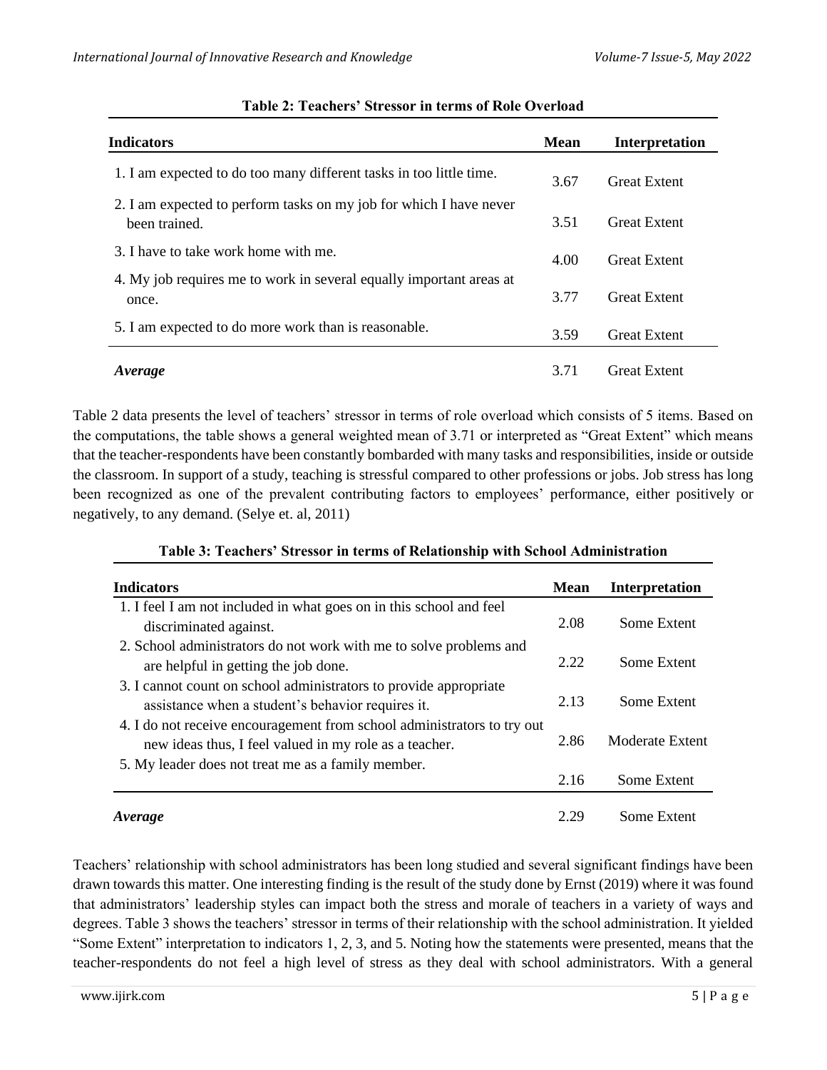**Table 2: Teachers' Stressor in terms of Role Overload**

| Indicators | Mean | Interpretation |
|---|---|---|
| 1. I am expected to do too many different tasks in too little time. | 3.67 | Great Extent |
| 2. I am expected to perform tasks on my job for which I have never been trained. | 3.51 | Great Extent |
| 3. I have to take work home with me. | 4.00 | Great Extent |
| 4. My job requires me to work in several equally important areas at once. | 3.77 | Great Extent |
| 5. I am expected to do more work than is reasonable. | 3.59 | Great Extent |
| ***Average*** | 3.71 | Great Extent |

Table 2 data presents the level of teachers' stressor in terms of role overload which consists of 5 items. Based on the computations, the table shows a general weighted mean of 3.71 or interpreted as "Great Extent" which means that the teacher-respondents have been constantly bombarded with many tasks and responsibilities, inside or outside the classroom. In support of a study, teaching is stressful compared to other professions or jobs. Job stress has long been recognized as one of the prevalent contributing factors to employees' performance, either positively or negatively, to any demand. (Selye et. al, 2011)

**Table 3: Teachers' Stressor in terms of Relationship with School Administration**

| Indicators | Mean | Interpretation |
|---|---|---|
| 1. I feel I am not included in what goes on in this school and feel discriminated against. | 2.08 | Some Extent |
| 2. School administrators do not work with me to solve problems and are helpful in getting the job done. | 2.22 | Some Extent |
| 3. I cannot count on school administrators to provide appropriate assistance when a student's behavior requires it. | 2.13 | Some Extent |
| 4. I do not receive encouragement from school administrators to try out new ideas thus, I feel valued in my role as a teacher. | 2.86 | Moderate Extent |
| 5. My leader does not treat me as a family member. | 2.16 | Some Extent |
| ***Average*** | 2.29 | Some Extent |

Teachers' relationship with school administrators has been long studied and several significant findings have been drawn towards this matter. One interesting finding is the result of the study done by Ernst (2019) where it was found that administrators' leadership styles can impact both the stress and morale of teachers in a variety of ways and degrees. Table 3 shows the teachers' stressor in terms of their relationship with the school administration. It yielded "Some Extent" interpretation to indicators 1, 2, 3, and 5. Noting how the statements were presented, means that the teacher-respondents do not feel a high level of stress as they deal with school administrators. With a general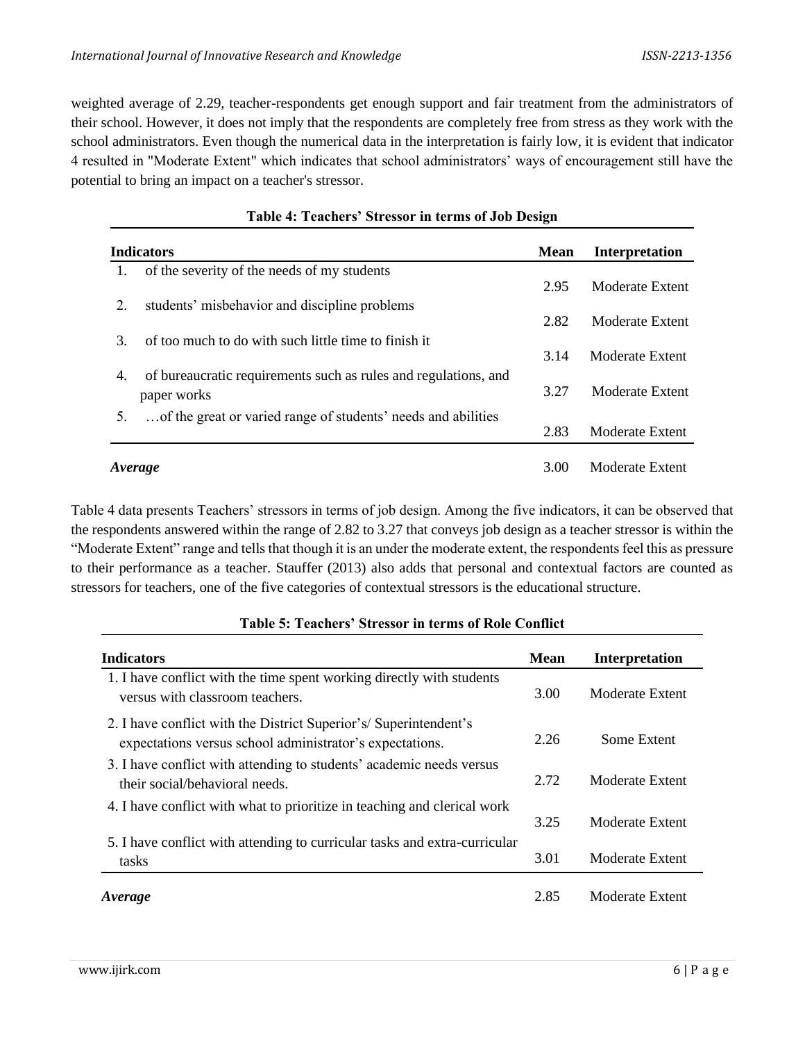weighted average of 2.29, teacher-respondents get enough support and fair treatment from the administrators of their school. However, it does not imply that the respondents are completely free from stress as they work with the school administrators. Even though the numerical data in the interpretation is fairly low, it is evident that indicator 4 resulted in "Moderate Extent" which indicates that school administrators' ways of encouragement still have the potential to bring an impact on a teacher's stressor.

**Table 4: Teachers' Stressor in terms of Job Design**

| Indicators | Mean | Interpretation |
|---|---|---|
| 1. of the severity of the needs of my students | 2.95 | Moderate Extent |
| 2. students' misbehavior and discipline problems | 2.82 | Moderate Extent |
| 3. of too much to do with such little time to finish it | 3.14 | Moderate Extent |
| 4. of bureaucratic requirements such as rules and regulations, and paper works | 3.27 | Moderate Extent |
| 5. …of the great or varied range of students' needs and abilities | 2.83 | Moderate Extent |
| *Average* | 3.00 | Moderate Extent |

Table 4 data presents Teachers' stressors in terms of job design. Among the five indicators, it can be observed that the respondents answered within the range of 2.82 to 3.27 that conveys job design as a teacher stressor is within the "Moderate Extent" range and tells that though it is an under the moderate extent, the respondents feel this as pressure to their performance as a teacher. Stauffer (2013) also adds that personal and contextual factors are counted as stressors for teachers, one of the five categories of contextual stressors is the educational structure.

**Table 5: Teachers' Stressor in terms of Role Conflict**

| Indicators | Mean | Interpretation |
|---|---|---|
| 1. I have conflict with the time spent working directly with students versus with classroom teachers. | 3.00 | Moderate Extent |
| 2. I have conflict with the District Superior's/ Superintendent's expectations versus school administrator's expectations. | 2.26 | Some Extent |
| 3. I have conflict with attending to students' academic needs versus their social/behavioral needs. | 2.72 | Moderate Extent |
| 4. I have conflict with what to prioritize in teaching and clerical work | 3.25 | Moderate Extent |
| 5. I have conflict with attending to curricular tasks and extra-curricular tasks | 3.01 | Moderate Extent |
| *Average* | 2.85 | Moderate Extent |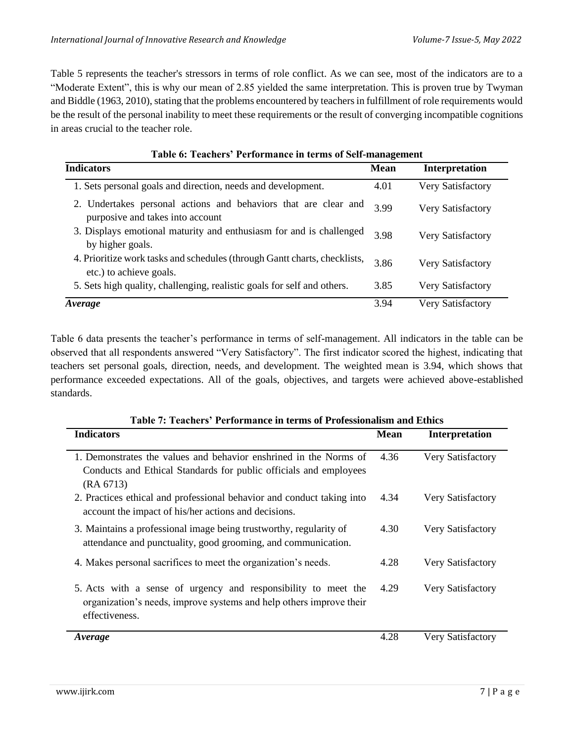Table 5 represents the teacher's stressors in terms of role conflict. As we can see, most of the indicators are to a "Moderate Extent", this is why our mean of 2.85 yielded the same interpretation. This is proven true by Twyman and Biddle (1963, 2010), stating that the problems encountered by teachers in fulfillment of role requirements would be the result of the personal inability to meet these requirements or the result of converging incompatible cognitions in areas crucial to the teacher role.

**Table 6: Teachers' Performance in terms of Self-management**

| Indicators | Mean | Interpretation |
|---|---|---|
| 1. Sets personal goals and direction, needs and development. | 4.01 | Very Satisfactory |
| 2. Undertakes personal actions and behaviors that are clear and purposive and takes into account | 3.99 | Very Satisfactory |
| 3. Displays emotional maturity and enthusiasm for and is challenged by higher goals. | 3.98 | Very Satisfactory |
| 4. Prioritize work tasks and schedules (through Gantt charts, checklists, etc.) to achieve goals. | 3.86 | Very Satisfactory |
| 5. Sets high quality, challenging, realistic goals for self and others. | 3.85 | Very Satisfactory |
| *Average* | 3.94 | Very Satisfactory |

Table 6 data presents the teacher's performance in terms of self-management. All indicators in the table can be observed that all respondents answered "Very Satisfactory". The first indicator scored the highest, indicating that teachers set personal goals, direction, needs, and development. The weighted mean is 3.94, which shows that performance exceeded expectations. All of the goals, objectives, and targets were achieved above-established standards.

**Table 7: Teachers' Performance in terms of Professionalism and Ethics**

| Indicators | Mean | Interpretation |
|---|---|---|
| 1. Demonstrates the values and behavior enshrined in the Norms of Conducts and Ethical Standards for public officials and employees (RA 6713) | 4.36 | Very Satisfactory |
| 2. Practices ethical and professional behavior and conduct taking into account the impact of his/her actions and decisions. | 4.34 | Very Satisfactory |
| 3. Maintains a professional image being trustworthy, regularity of attendance and punctuality, good grooming, and communication. | 4.30 | Very Satisfactory |
| 4. Makes personal sacrifices to meet the organization's needs. | 4.28 | Very Satisfactory |
| 5. Acts with a sense of urgency and responsibility to meet the organization's needs, improve systems and help others improve their effectiveness. | 4.29 | Very Satisfactory |
| *Average* | 4.28 | Very Satisfactory |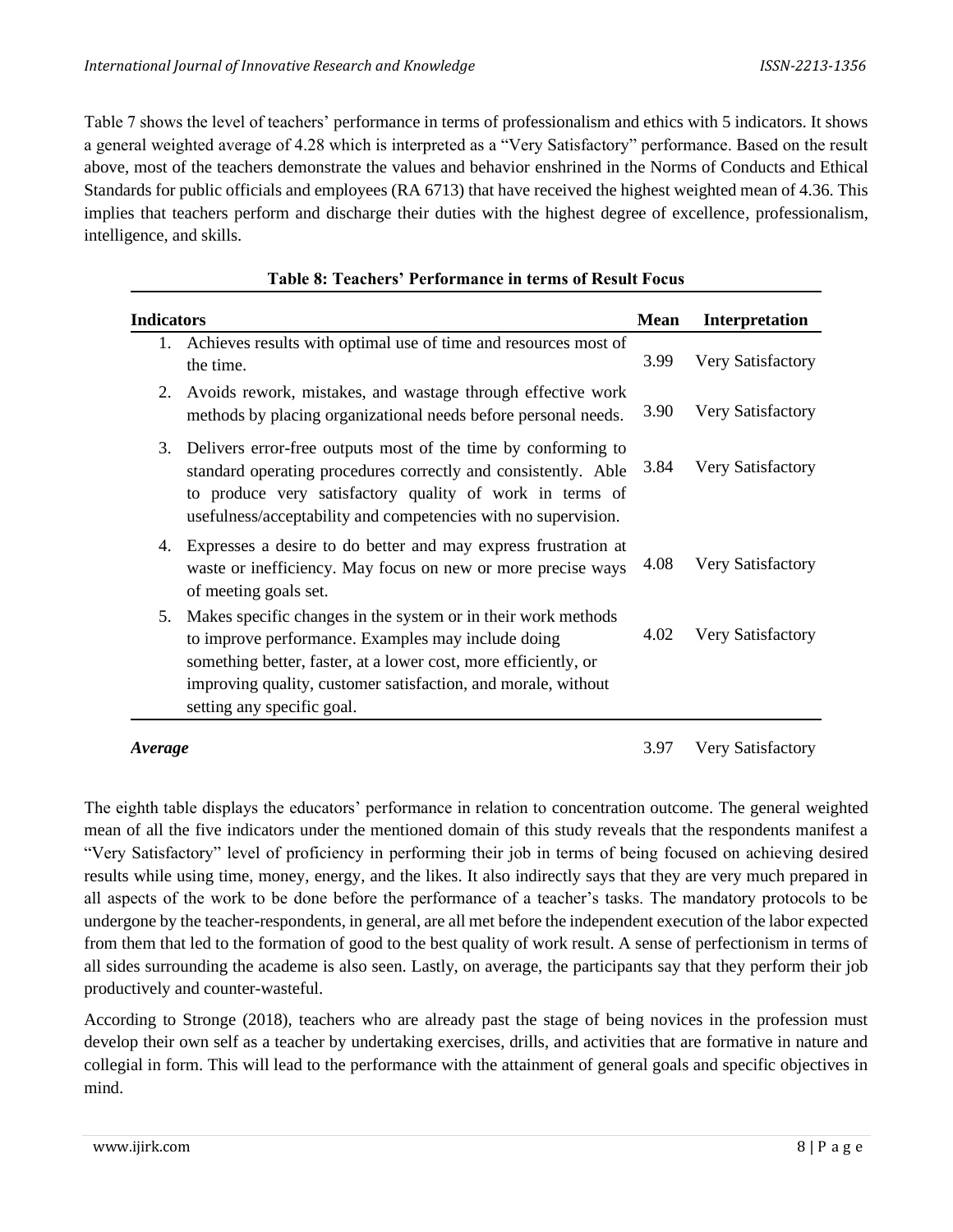Table 7 shows the level of teachers' performance in terms of professionalism and ethics with 5 indicators. It shows a general weighted average of 4.28 which is interpreted as a "Very Satisfactory" performance. Based on the result above, most of the teachers demonstrate the values and behavior enshrined in the Norms of Conducts and Ethical Standards for public officials and employees (RA 6713) that have received the highest weighted mean of 4.36. This implies that teachers perform and discharge their duties with the highest degree of excellence, professionalism, intelligence, and skills.

**Table 8: Teachers' Performance in terms of Result Focus**

| Indicators | Mean | Interpretation |
|---|---|---|
| 1. Achieves results with optimal use of time and resources most of the time. | 3.99 | Very Satisfactory |
| 2. Avoids rework, mistakes, and wastage through effective work methods by placing organizational needs before personal needs. | 3.90 | Very Satisfactory |
| 3. Delivers error-free outputs most of the time by conforming to standard operating procedures correctly and consistently. Able to produce very satisfactory quality of work in terms of usefulness/acceptability and competencies with no supervision. | 3.84 | Very Satisfactory |
| 4. Expresses a desire to do better and may express frustration at waste or inefficiency. May focus on new or more precise ways of meeting goals set. | 4.08 | Very Satisfactory |
| 5. Makes specific changes in the system or in their work methods to improve performance. Examples may include doing something better, faster, at a lower cost, more efficiently, or improving quality, customer satisfaction, and morale, without setting any specific goal. | 4.02 | Very Satisfactory |
| ***Average*** | 3.97 | Very Satisfactory |

The eighth table displays the educators' performance in relation to concentration outcome. The general weighted mean of all the five indicators under the mentioned domain of this study reveals that the respondents manifest a "Very Satisfactory" level of proficiency in performing their job in terms of being focused on achieving desired results while using time, money, energy, and the likes. It also indirectly says that they are very much prepared in all aspects of the work to be done before the performance of a teacher's tasks. The mandatory protocols to be undergone by the teacher-respondents, in general, are all met before the independent execution of the labor expected from them that led to the formation of good to the best quality of work result. A sense of perfectionism in terms of all sides surrounding the academe is also seen. Lastly, on average, the participants say that they perform their job productively and counter-wasteful.

According to Stronge (2018), teachers who are already past the stage of being novices in the profession must develop their own self as a teacher by undertaking exercises, drills, and activities that are formative in nature and collegial in form. This will lead to the performance with the attainment of general goals and specific objectives in mind.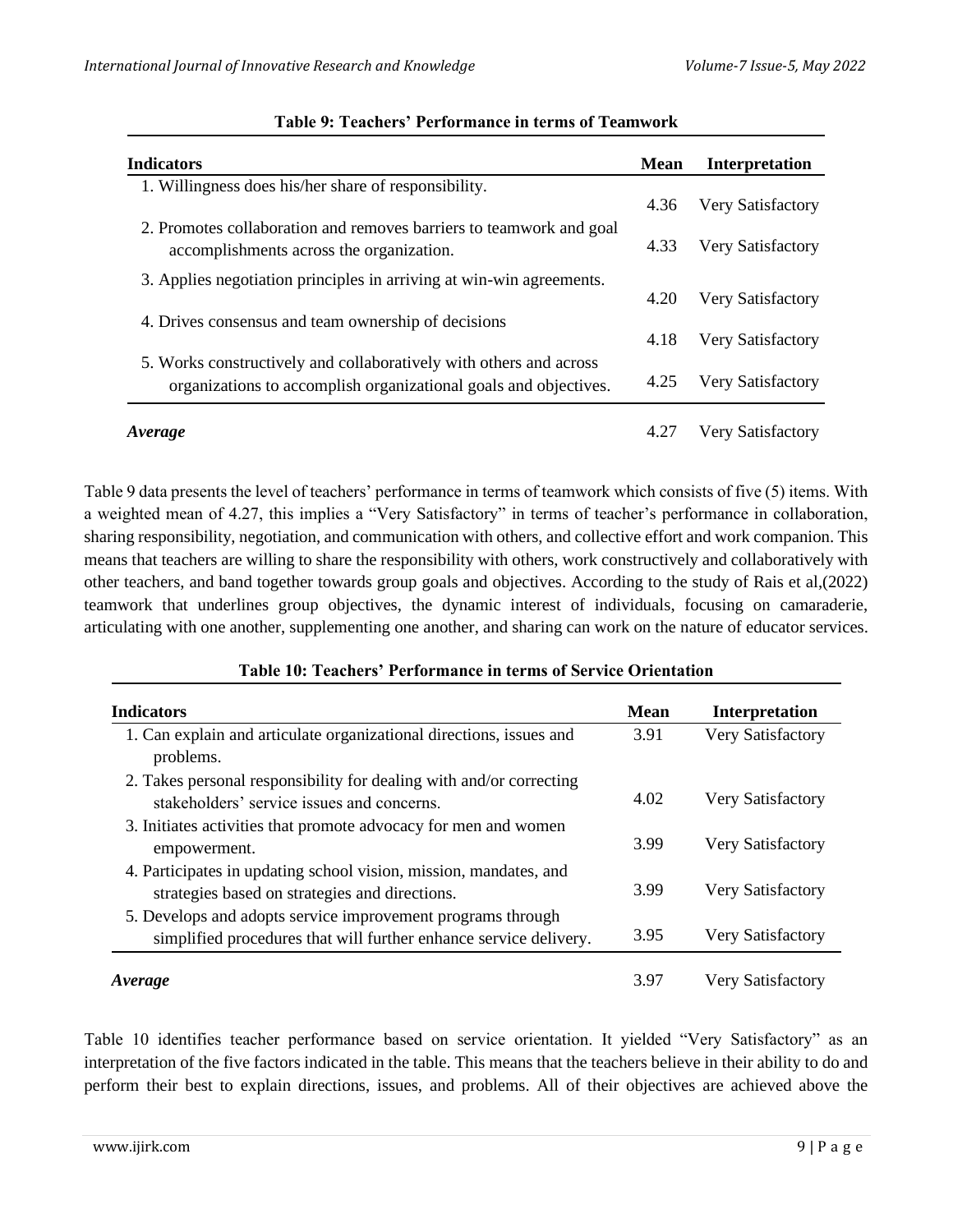**Table 9: Teachers' Performance in terms of Teamwork**

| Indicators | Mean | Interpretation |
|---|---|---|
| 1. Willingness does his/her share of responsibility. | 4.36 | Very Satisfactory |
| 2. Promotes collaboration and removes barriers to teamwork and goal accomplishments across the organization. | 4.33 | Very Satisfactory |
| 3. Applies negotiation principles in arriving at win-win agreements. | 4.20 | Very Satisfactory |
| 4. Drives consensus and team ownership of decisions | 4.18 | Very Satisfactory |
| 5. Works constructively and collaboratively with others and across organizations to accomplish organizational goals and objectives. | 4.25 | Very Satisfactory |
| ***Average*** | 4.27 | Very Satisfactory |

Table 9 data presents the level of teachers' performance in terms of teamwork which consists of five (5) items. With a weighted mean of 4.27, this implies a "Very Satisfactory" in terms of teacher's performance in collaboration, sharing responsibility, negotiation, and communication with others, and collective effort and work companion. This means that teachers are willing to share the responsibility with others, work constructively and collaboratively with other teachers, and band together towards group goals and objectives. According to the study of Rais et al,(2022) teamwork that underlines group objectives, the dynamic interest of individuals, focusing on camaraderie, articulating with one another, supplementing one another, and sharing can work on the nature of educator services.

**Table 10: Teachers' Performance in terms of Service Orientation**

| Indicators | Mean | Interpretation |
|---|---|---|
| 1. Can explain and articulate organizational directions, issues and problems. | 3.91 | Very Satisfactory |
| 2. Takes personal responsibility for dealing with and/or correcting stakeholders' service issues and concerns. | 4.02 | Very Satisfactory |
| 3. Initiates activities that promote advocacy for men and women empowerment. | 3.99 | Very Satisfactory |
| 4. Participates in updating school vision, mission, mandates, and strategies based on strategies and directions. | 3.99 | Very Satisfactory |
| 5. Develops and adopts service improvement programs through simplified procedures that will further enhance service delivery. | 3.95 | Very Satisfactory |
| ***Average*** | 3.97 | Very Satisfactory |

Table 10 identifies teacher performance based on service orientation. It yielded "Very Satisfactory" as an interpretation of the five factors indicated in the table. This means that the teachers believe in their ability to do and perform their best to explain directions, issues, and problems. All of their objectives are achieved above the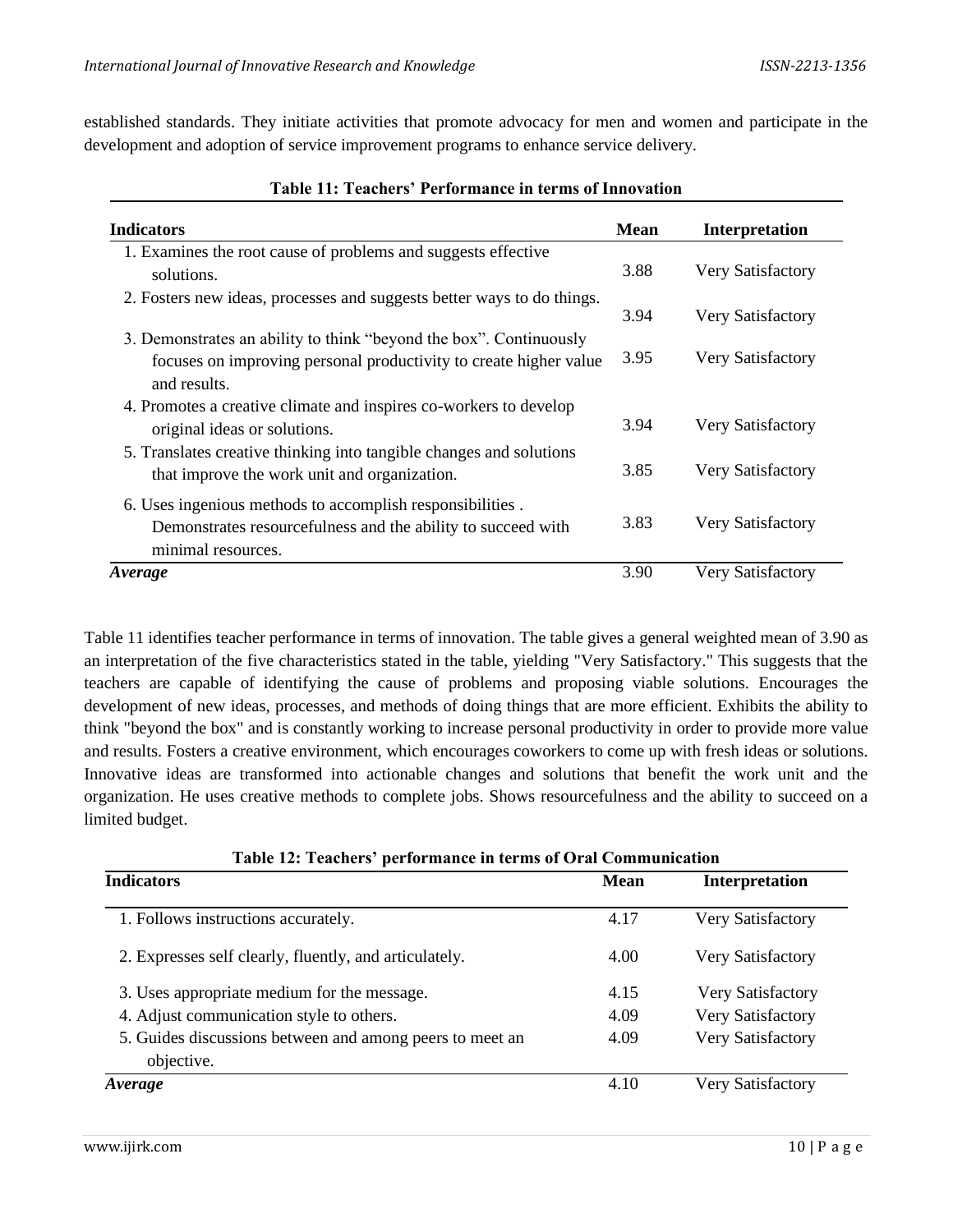established standards. They initiate activities that promote advocacy for men and women and participate in the development and adoption of service improvement programs to enhance service delivery.

**Table 11: Teachers' Performance in terms of Innovation**

| Indicators | Mean | Interpretation |
|---|---|---|
| 1. Examines the root cause of problems and suggests effective solutions. | 3.88 | Very Satisfactory |
| 2. Fosters new ideas, processes and suggests better ways to do things. | 3.94 | Very Satisfactory |
| 3. Demonstrates an ability to think "beyond the box". Continuously focuses on improving personal productivity to create higher value and results. | 3.95 | Very Satisfactory |
| 4. Promotes a creative climate and inspires co-workers to develop original ideas or solutions. | 3.94 | Very Satisfactory |
| 5. Translates creative thinking into tangible changes and solutions that improve the work unit and organization. | 3.85 | Very Satisfactory |
| 6. Uses ingenious methods to accomplish responsibilities . Demonstrates resourcefulness and the ability to succeed with minimal resources. | 3.83 | Very Satisfactory |
| ***Average*** | 3.90 | Very Satisfactory |

Table 11 identifies teacher performance in terms of innovation. The table gives a general weighted mean of 3.90 as an interpretation of the five characteristics stated in the table, yielding "Very Satisfactory." This suggests that the teachers are capable of identifying the cause of problems and proposing viable solutions. Encourages the development of new ideas, processes, and methods of doing things that are more efficient. Exhibits the ability to think "beyond the box" and is constantly working to increase personal productivity in order to provide more value and results. Fosters a creative environment, which encourages coworkers to come up with fresh ideas or solutions. Innovative ideas are transformed into actionable changes and solutions that benefit the work unit and the organization. He uses creative methods to complete jobs. Shows resourcefulness and the ability to succeed on a limited budget.

**Table 12: Teachers' performance in terms of Oral Communication**

| Indicators | Mean | Interpretation |
|---|---|---|
| 1. Follows instructions accurately. | 4.17 | Very Satisfactory |
| 2. Expresses self clearly, fluently, and articulately. | 4.00 | Very Satisfactory |
| 3. Uses appropriate medium for the message. | 4.15 | Very Satisfactory |
| 4. Adjust communication style to others. | 4.09 | Very Satisfactory |
| 5. Guides discussions between and among peers to meet an objective. | 4.09 | Very Satisfactory |
| ***Average*** | 4.10 | Very Satisfactory |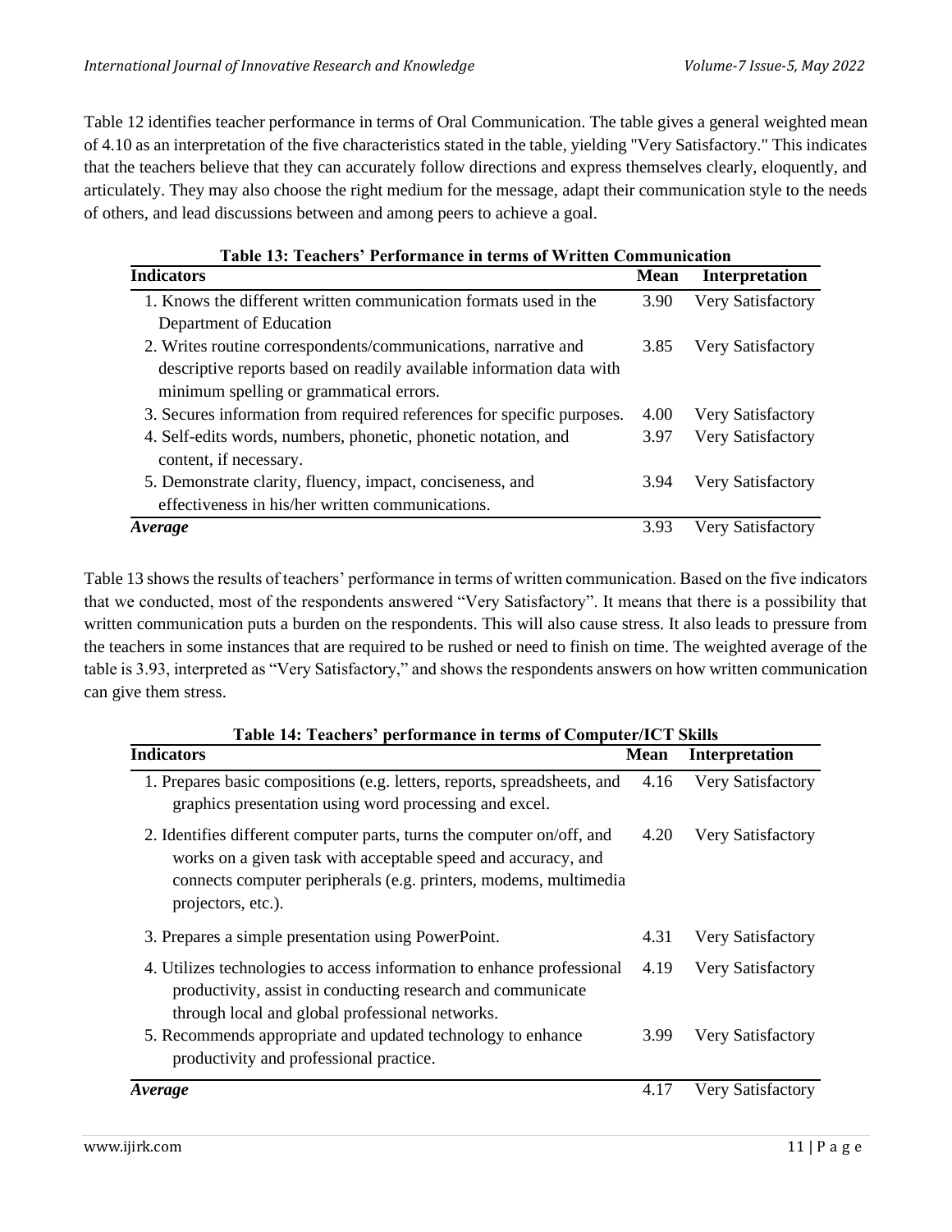Table 12 identifies teacher performance in terms of Oral Communication. The table gives a general weighted mean of 4.10 as an interpretation of the five characteristics stated in the table, yielding "Very Satisfactory." This indicates that the teachers believe that they can accurately follow directions and express themselves clearly, eloquently, and articulately. They may also choose the right medium for the message, adapt their communication style to the needs of others, and lead discussions between and among peers to achieve a goal.

**Table 13: Teachers' Performance in terms of Written Communication**

| Indicators | Mean | Interpretation |
|---|---|---|
| 1. Knows the different written communication formats used in the Department of Education | 3.90 | Very Satisfactory |
| 2. Writes routine correspondents/communications, narrative and descriptive reports based on readily available information data with minimum spelling or grammatical errors. | 3.85 | Very Satisfactory |
| 3. Secures information from required references for specific purposes. | 4.00 | Very Satisfactory |
| 4. Self-edits words, numbers, phonetic, phonetic notation, and content, if necessary. | 3.97 | Very Satisfactory |
| 5. Demonstrate clarity, fluency, impact, conciseness, and effectiveness in his/her written communications. | 3.94 | Very Satisfactory |
| *Average* | 3.93 | Very Satisfactory |

Table 13 shows the results of teachers' performance in terms of written communication. Based on the five indicators that we conducted, most of the respondents answered "Very Satisfactory". It means that there is a possibility that written communication puts a burden on the respondents. This will also cause stress. It also leads to pressure from the teachers in some instances that are required to be rushed or need to finish on time. The weighted average of the table is 3.93, interpreted as "Very Satisfactory," and shows the respondents answers on how written communication can give them stress.

**Table 14: Teachers' performance in terms of Computer/ICT Skills**

| Indicators | Mean | Interpretation |
|---|---|---|
| 1. Prepares basic compositions (e.g. letters, reports, spreadsheets, and graphics presentation using word processing and excel. | 4.16 | Very Satisfactory |
| 2. Identifies different computer parts, turns the computer on/off, and works on a given task with acceptable speed and accuracy, and connects computer peripherals (e.g. printers, modems, multimedia projectors, etc.). | 4.20 | Very Satisfactory |
| 3. Prepares a simple presentation using PowerPoint. | 4.31 | Very Satisfactory |
| 4. Utilizes technologies to access information to enhance professional productivity, assist in conducting research and communicate through local and global professional networks. | 4.19 | Very Satisfactory |
| 5. Recommends appropriate and updated technology to enhance productivity and professional practice. | 3.99 | Very Satisfactory |
| *Average* | 4.17 | Very Satisfactory |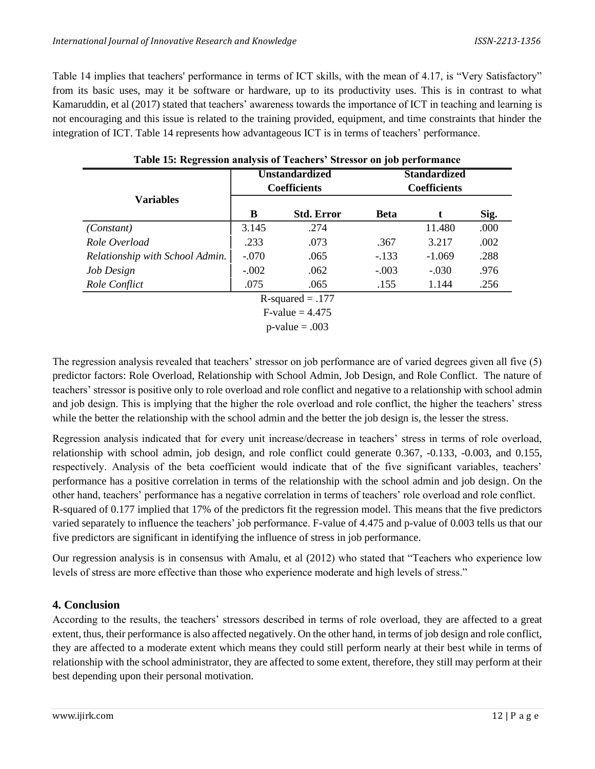Table 14 implies that teachers' performance in terms of ICT skills, with the mean of 4.17, is "Very Satisfactory" from its basic uses, may it be software or hardware, up to its productivity uses. This is in contrast to what Kamaruddin, et al (2017) stated that teachers' awareness towards the importance of ICT in teaching and learning is not encouraging and this issue is related to the training provided, equipment, and time constraints that hinder the integration of ICT. Table 14 represents how advantageous ICT is in terms of teachers' performance.

**Table 15: Regression analysis of Teachers' Stressor on job performance**

| Variables | Unstandardized Coefficients | | Standardized Coefficients | | |
|---|---|---|---|---|---|
| | B | Std. Error | Beta | t | Sig. |
| *(Constant)* | 3.145 | .274 | | 11.480 | .000 |
| *Role Overload* | .233 | .073 | .367 | 3.217 | .002 |
| *Relationship with School Admin.* | -.070 | .065 | -.133 | -1.069 | .288 |
| *Job Design* | -.002 | .062 | -.003 | -.030 | .976 |
| *Role Conflict* | .075 | .065 | .155 | 1.144 | .256 |

R-squared = .177
F-value = 4.475
p-value = .003

The regression analysis revealed that teachers' stressor on job performance are of varied degrees given all five (5) predictor factors: Role Overload, Relationship with School Admin, Job Design, and Role Conflict. The nature of teachers' stressor is positive only to role overload and role conflict and negative to a relationship with school admin and job design. This is implying that the higher the role overload and role conflict, the higher the teachers' stress while the better the relationship with the school admin and the better the job design is, the lesser the stress.

Regression analysis indicated that for every unit increase/decrease in teachers' stress in terms of role overload, relationship with school admin, job design, and role conflict could generate 0.367, -0.133, -0.003, and 0.155, respectively. Analysis of the beta coefficient would indicate that of the five significant variables, teachers' performance has a positive correlation in terms of the relationship with the school admin and job design. On the other hand, teachers' performance has a negative correlation in terms of teachers' role overload and role conflict. R-squared of 0.177 implied that 17% of the predictors fit the regression model. This means that the five predictors varied separately to influence the teachers' job performance. F-value of 4.475 and p-value of 0.003 tells us that our five predictors are significant in identifying the influence of stress in job performance.

Our regression analysis is in consensus with Amalu, et al (2012) who stated that "Teachers who experience low levels of stress are more effective than those who experience moderate and high levels of stress."

## 4. Conclusion

According to the results, the teachers' stressors described in terms of role overload, they are affected to a great extent, thus, their performance is also affected negatively. On the other hand, in terms of job design and role conflict, they are affected to a moderate extent which means they could still perform nearly at their best while in terms of relationship with the school administrator, they are affected to some extent, therefore, they still may perform at their best depending upon their personal motivation.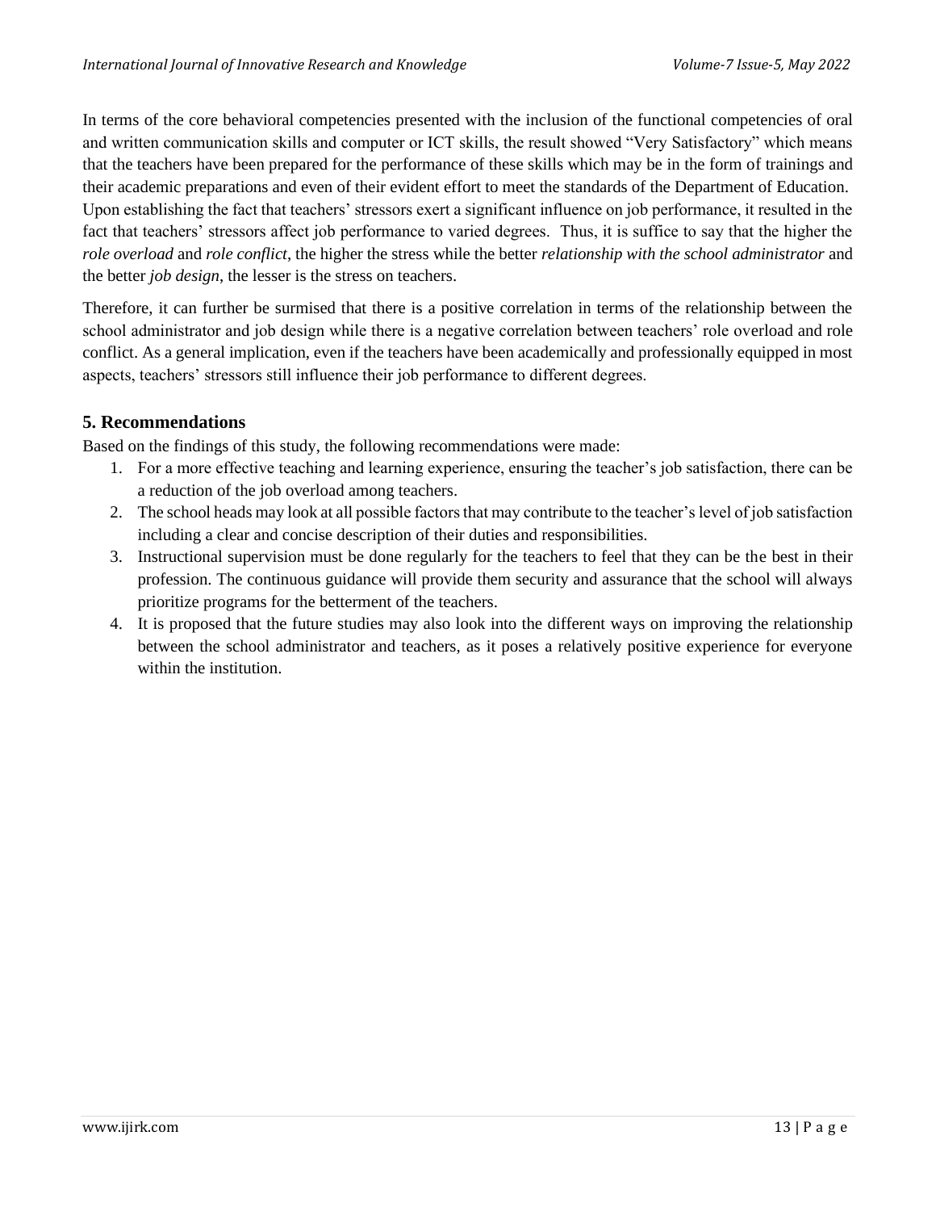In terms of the core behavioral competencies presented with the inclusion of the functional competencies of oral and written communication skills and computer or ICT skills, the result showed "Very Satisfactory" which means that the teachers have been prepared for the performance of these skills which may be in the form of trainings and their academic preparations and even of their evident effort to meet the standards of the Department of Education. Upon establishing the fact that teachers' stressors exert a significant influence on job performance, it resulted in the fact that teachers' stressors affect job performance to varied degrees. Thus, it is suffice to say that the higher the *role overload* and *role conflict*, the higher the stress while the better *relationship with the school administrator* and the better *job design*, the lesser is the stress on teachers.

Therefore, it can further be surmised that there is a positive correlation in terms of the relationship between the school administrator and job design while there is a negative correlation between teachers' role overload and role conflict. As a general implication, even if the teachers have been academically and professionally equipped in most aspects, teachers' stressors still influence their job performance to different degrees.

## 5. Recommendations

Based on the findings of this study, the following recommendations were made:

1. For a more effective teaching and learning experience, ensuring the teacher's job satisfaction, there can be a reduction of the job overload among teachers.
2. The school heads may look at all possible factors that may contribute to the teacher's level of job satisfaction including a clear and concise description of their duties and responsibilities.
3. Instructional supervision must be done regularly for the teachers to feel that they can be the best in their profession. The continuous guidance will provide them security and assurance that the school will always prioritize programs for the betterment of the teachers.
4. It is proposed that the future studies may also look into the different ways on improving the relationship between the school administrator and teachers, as it poses a relatively positive experience for everyone within the institution.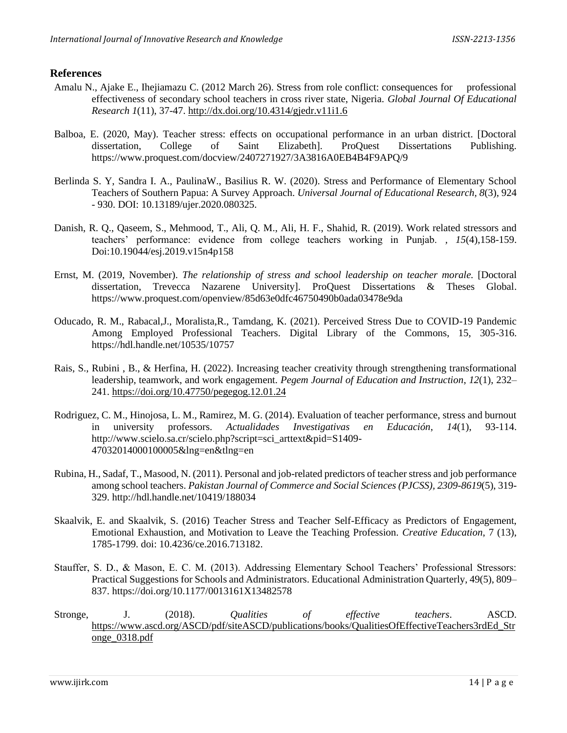## References

Amalu N., Ajake E., Ihejiamazu C. (2012 March 26). Stress from role conflict: consequences for professional effectiveness of secondary school teachers in cross river state, Nigeria. *Global Journal Of Educational Research 1*(11), 37-47. http://dx.doi.org/10.4314/gjedr.v11i1.6

Balboa, E. (2020, May). Teacher stress: effects on occupational performance in an urban district. [Doctoral dissertation, College of Saint Elizabeth]. ProQuest Dissertations Publishing. https://www.proquest.com/docview/2407271927/3A3816A0EB4B4F9APQ/9

Berlinda S. Y, Sandra I. A., PaulinaW., Basilius R. W. (2020). Stress and Performance of Elementary School Teachers of Southern Papua: A Survey Approach. *Universal Journal of Educational Research, 8*(3), 924 - 930. DOI: 10.13189/ujer.2020.080325.

Danish, R. Q., Qaseem, S., Mehmood, T., Ali, Q. M., Ali, H. F., Shahid, R. (2019). Work related stressors and teachers' performance: evidence from college teachers working in Punjab. *, 15*(4),158-159. Doi:10.19044/esj.2019.v15n4p158

Ernst, M. (2019, November). *The relationship of stress and school leadership on teacher morale.* [Doctoral dissertation, Trevecca Nazarene University]. ProQuest Dissertations & Theses Global. https://www.proquest.com/openview/85d63e0dfc46750490b0ada03478e9da

Oducado, R. M., Rabacal,J., Moralista,R., Tamdang, K. (2021). Perceived Stress Due to COVID-19 Pandemic Among Employed Professional Teachers. Digital Library of the Commons, 15, 305-316. https://hdl.handle.net/10535/10757

Rais, S., Rubini , B., & Herfina, H. (2022). Increasing teacher creativity through strengthening transformational leadership, teamwork, and work engagement. *Pegem Journal of Education and Instruction, 12*(1), 232–241. https://doi.org/10.47750/pegegog.12.01.24

Rodriguez, C. M., Hinojosa, L. M., Ramirez, M. G. (2014). Evaluation of teacher performance, stress and burnout in university professors. *Actualidades Investigativas en Educación*, *14*(1), 93-114. http://www.scielo.sa.cr/scielo.php?script=sci_arttext&pid=S1409-47032014000100005&lng=en&tlng=en

Rubina, H., Sadaf, T., Masood, N. (2011). Personal and job-related predictors of teacher stress and job performance among school teachers. *Pakistan Journal of Commerce and Social Sciences (PJCSS), 2309-8619*(5), 319-329. http://hdl.handle.net/10419/188034

Skaalvik, E. and Skaalvik, S. (2016) Teacher Stress and Teacher Self-Efficacy as Predictors of Engagement, Emotional Exhaustion, and Motivation to Leave the Teaching Profession. *Creative Education*, 7 (13), 1785-1799. doi: 10.4236/ce.2016.713182.

Stauffer, S. D., & Mason, E. C. M. (2013). Addressing Elementary School Teachers' Professional Stressors: Practical Suggestions for Schools and Administrators. Educational Administration Quarterly, 49(5), 809–837. https://doi.org/10.1177/0013161X13482578

Stronge, J. (2018). *Qualities of effective teachers*. ASCD. https://www.ascd.org/ASCD/pdf/siteASCD/publications/books/QualitiesOfEffectiveTeachers3rdEd_Stronge_0318.pdf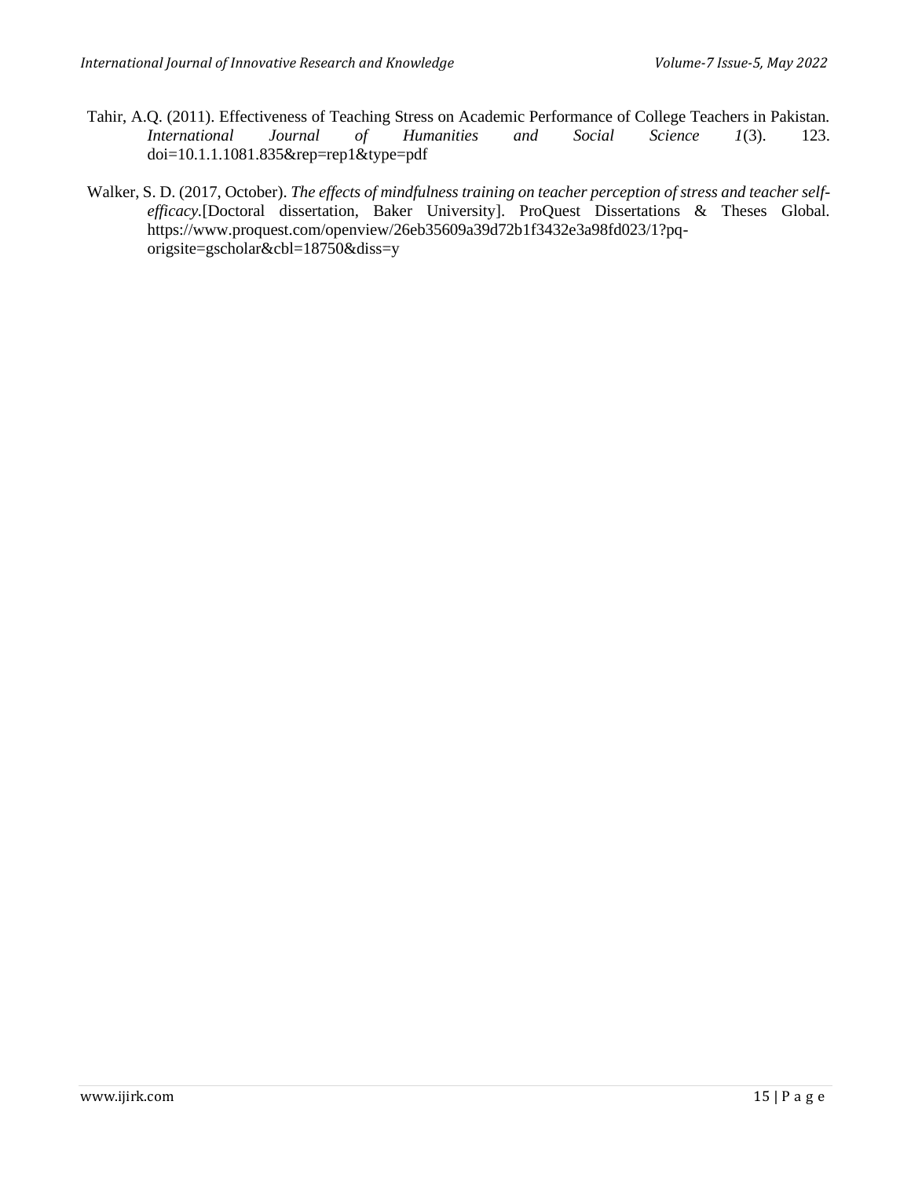Tahir, A.Q. (2011). Effectiveness of Teaching Stress on Academic Performance of College Teachers in Pakistan. *International Journal of Humanities and Social Science 1*(3). 123. doi=10.1.1.1081.835&rep=rep1&type=pdf

Walker, S. D. (2017, October). *The effects of mindfulness training on teacher perception of stress and teacher self-efficacy*.[Doctoral dissertation, Baker University]. ProQuest Dissertations & Theses Global. https://www.proquest.com/openview/26eb35609a39d72b1f3432e3a98fd023/1?pq-origsite=gscholar&cbl=18750&diss=y